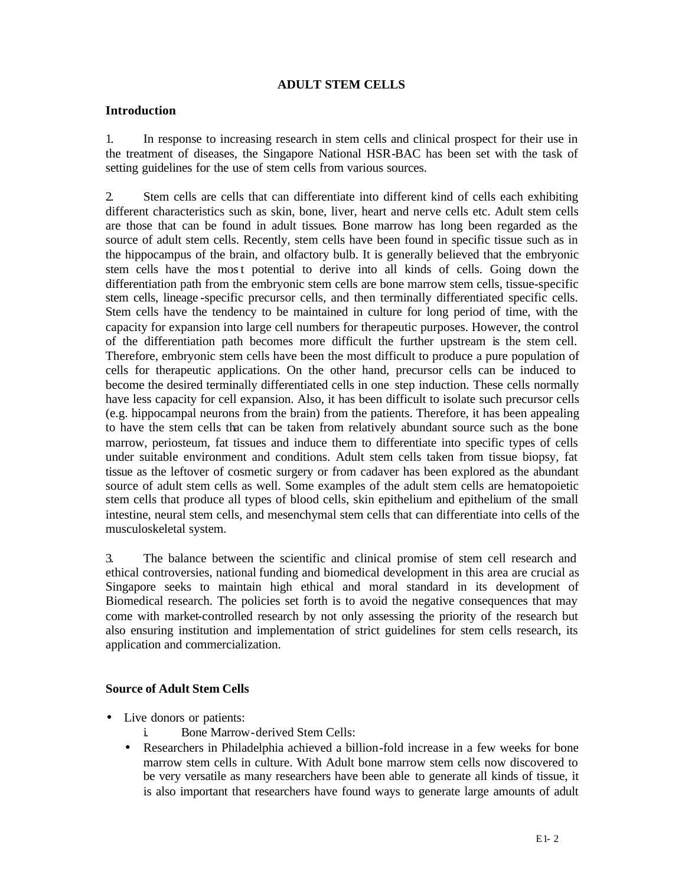# ADULT STEM CELLS

## Introduction

1. In response to increasing research in stem cells and clinical prospect for their use in the treatment of diseases, the Singapore National HSR-BAC has been set with the task of setting guidelines for the use of stem cells from various sources.

2. Stem cells are cells that can differentiate into different kind of cells each exhibiting different characteristics such as skin, bone, liver, heart and nerve cells etc. Adult stem cells are those that can be found in adult tissues. Bone marrow has long been regarded as the source of adult stem cells. Recently, stem cells have been found in specific tissue such as in the hippocampus of the brain, and olfactory bulb. It is generally believed that the embryonic stem cells have the most potential to derive into all kinds of cells. Going down the differentiation path from the embryonic stem cells are bone marrow stem cells, tissue-specific stem cells, lineage-specific precursor cells, and then terminally differentiated specific cells. Stem cells have the tendency to be maintained in culture for long period of time, with the capacity for expansion into large cell numbers for therapeutic purposes. However, the control of the differentiation path becomes more difficult the further upstream is the stem cell. Therefore, embryonic stem cells have been the most difficult to produce a pure population of cells for therapeutic applications. On the other hand, precursor cells can be induced to become the desired terminally differentiated cells in one step induction. These cells normally have less capacity for cell expansion. Also, it has been difficult to isolate such precursor cells (e.g. hippocampal neurons from the brain) from the patients. Therefore, it has been appealing to have the stem cells that can be taken from relatively abundant source such as the bone marrow, periosteum, fat tissues and induce them to differentiate into specific types of cells under suitable environment and conditions. Adult stem cells taken from tissue biopsy, fat tissue as the leftover of cosmetic surgery or from cadaver has been explored as the abundant source of adult stem cells as well. Some examples of the adult stem cells are hematopoietic stem cells that produce all types of blood cells, skin epithelium and epithelium of the small intestine, neural stem cells, and mesenchymal stem cells that can differentiate into cells of the musculoskeletal system.

3. The balance between the scientific and clinical promise of stem cell research and ethical controversies, national funding and biomedical development in this area are crucial as Singapore seeks to maintain high ethical and moral standard in its development of Biomedical research. The policies set forth is to avoid the negative consequences that may come with market-controlled research by not only assessing the priority of the research but also ensuring institution and implementation of strict guidelines for stem cells research, its application and commercialization.

## Source of Adult Stem Cells

- Live donors or patients:
  - i. Bone Marrow-derived Stem Cells:
  - Researchers in Philadelphia achieved a billion-fold increase in a few weeks for bone marrow stem cells in culture. With Adult bone marrow stem cells now discovered to be very versatile as many researchers have been able to generate all kinds of tissue, it is also important that researchers have found ways to generate large amounts of adult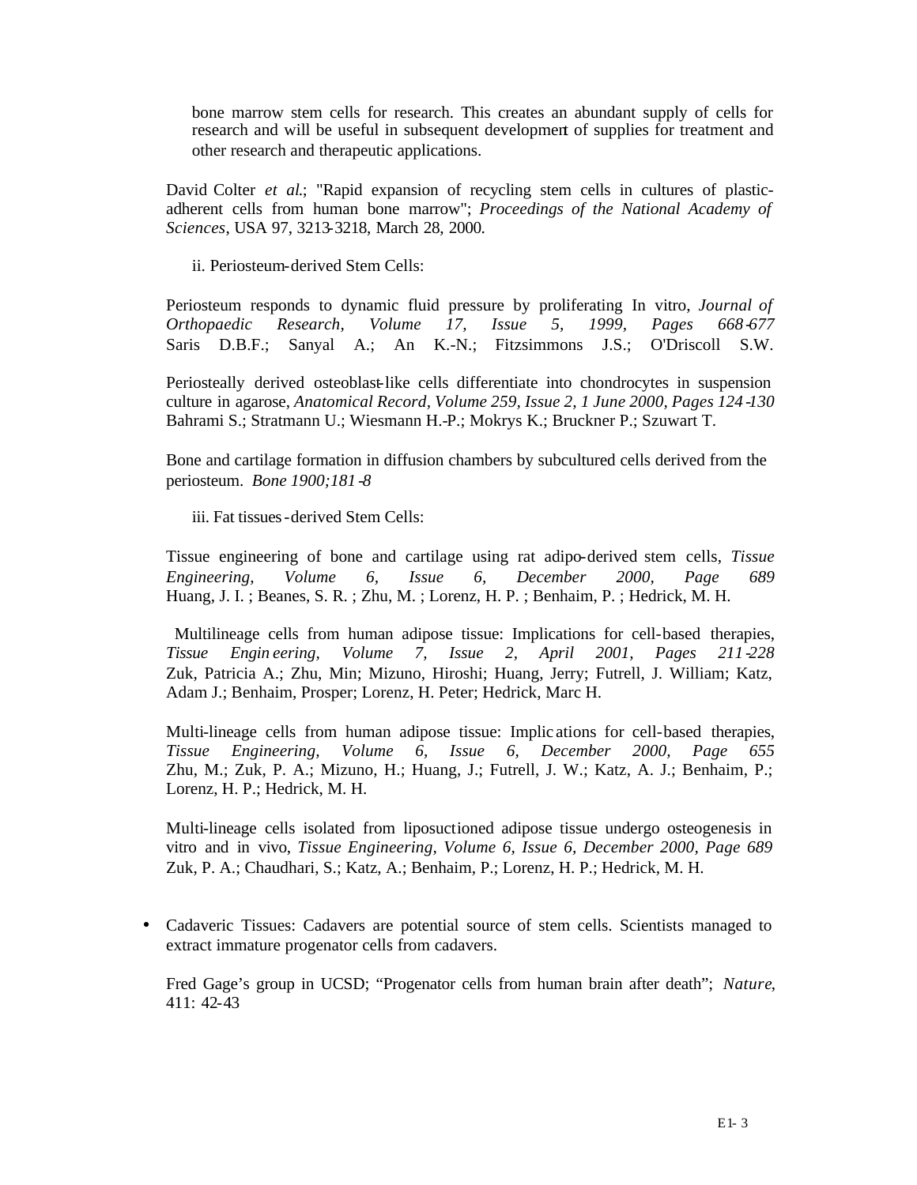bone marrow stem cells for research. This creates an abundant supply of cells for research and will be useful in subsequent development of supplies for treatment and other research and therapeutic applications.

David Colter *et al.*; "Rapid expansion of recycling stem cells in cultures of plastic-adherent cells from human bone marrow"; *Proceedings of the National Academy of Sciences*, USA 97, 3213-3218, March 28, 2000.

ii. Periosteum-derived Stem Cells:

Periosteum responds to dynamic fluid pressure by proliferating In vitro, *Journal of Orthopaedic Research, Volume 17, Issue 5, 1999, Pages 668-677* Saris D.B.F.; Sanyal A.; An K.-N.; Fitzsimmons J.S.; O'Driscoll S.W.

Periosteally derived osteoblast-like cells differentiate into chondrocytes in suspension culture in agarose, *Anatomical Record, Volume 259, Issue 2, 1 June 2000, Pages 124-130* Bahrami S.; Stratmann U.; Wiesmann H.-P.; Mokrys K.; Bruckner P.; Szuwart T.

Bone and cartilage formation in diffusion chambers by subcultured cells derived from the periosteum. *Bone 1900;181-8*

iii. Fat tissues-derived Stem Cells:

Tissue engineering of bone and cartilage using rat adipo-derived stem cells, *Tissue Engineering, Volume 6, Issue 6, December 2000, Page 689* Huang, J. I. ; Beanes, S. R. ; Zhu, M. ; Lorenz, H. P. ; Benhaim, P. ; Hedrick, M. H.

Multilineage cells from human adipose tissue: Implications for cell-based therapies, *Tissue Engineering, Volume 7, Issue 2, April 2001, Pages 211-228* Zuk, Patricia A.; Zhu, Min; Mizuno, Hiroshi; Huang, Jerry; Futrell, J. William; Katz, Adam J.; Benhaim, Prosper; Lorenz, H. Peter; Hedrick, Marc H.

Multi-lineage cells from human adipose tissue: Implications for cell-based therapies, *Tissue Engineering, Volume 6, Issue 6, December 2000, Page 655* Zhu, M.; Zuk, P. A.; Mizuno, H.; Huang, J.; Futrell, J. W.; Katz, A. J.; Benhaim, P.; Lorenz, H. P.; Hedrick, M. H.

Multi-lineage cells isolated from liposuctioned adipose tissue undergo osteogenesis in vitro and in vivo, *Tissue Engineering, Volume 6, Issue 6, December 2000, Page 689* Zuk, P. A.; Chaudhari, S.; Katz, A.; Benhaim, P.; Lorenz, H. P.; Hedrick, M. H.

- Cadaveric Tissues: Cadavers are potential source of stem cells. Scientists managed to extract immature progenator cells from cadavers.

  Fred Gage's group in UCSD; "Progenator cells from human brain after death"; *Nature*, 411: 42-43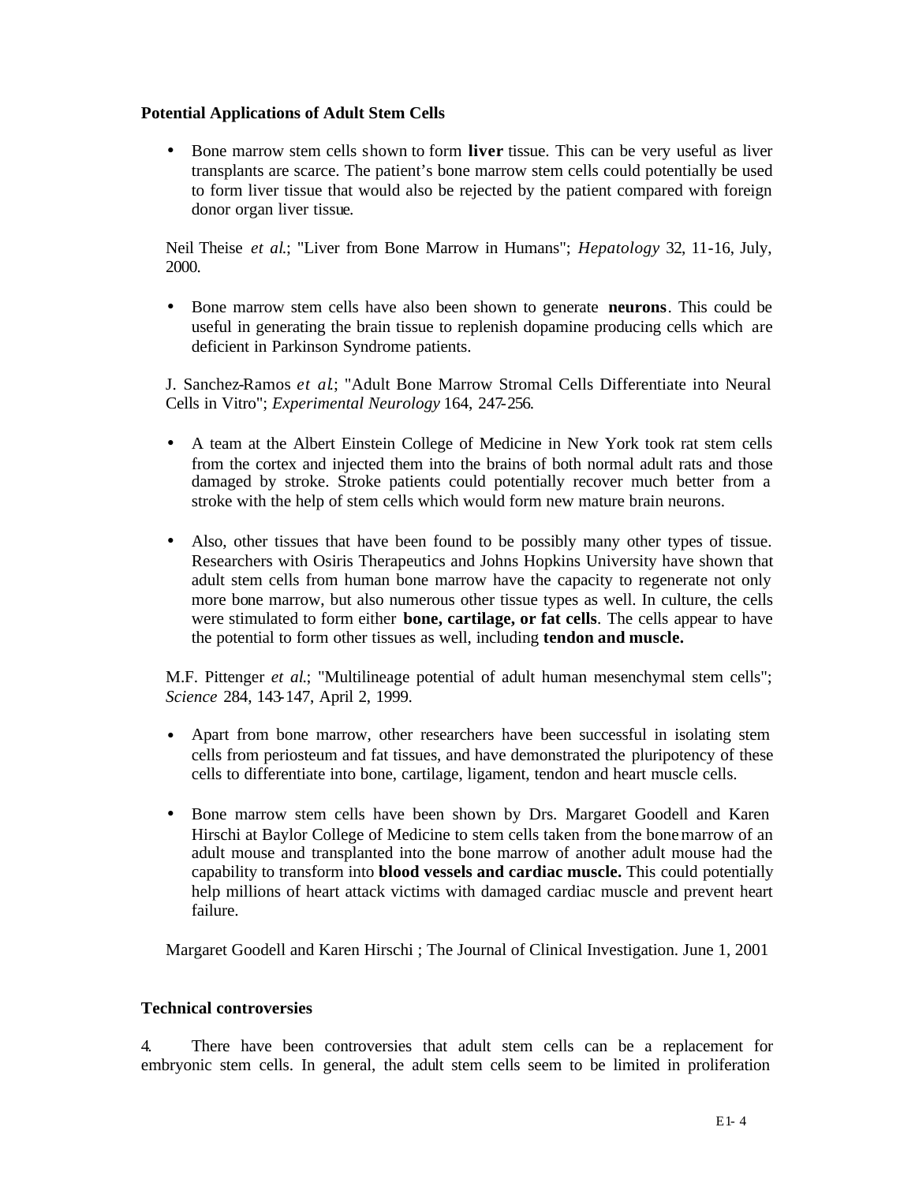**Potential Applications of Adult Stem Cells**

- Bone marrow stem cells shown to form **liver** tissue. This can be very useful as liver transplants are scarce. The patient's bone marrow stem cells could potentially be used to form liver tissue that would also be rejected by the patient compared with foreign donor organ liver tissue.

Neil Theise *et al*.; "Liver from Bone Marrow in Humans"; *Hepatology* 32, 11-16, July, 2000.

- Bone marrow stem cells have also been shown to generate **neurons**. This could be useful in generating the brain tissue to replenish dopamine producing cells which are deficient in Parkinson Syndrome patients.

J. Sanchez-Ramos *et al*.; "Adult Bone Marrow Stromal Cells Differentiate into Neural Cells in Vitro"; *Experimental Neurology* 164, 247-256.

- A team at the Albert Einstein College of Medicine in New York took rat stem cells from the cortex and injected them into the brains of both normal adult rats and those damaged by stroke. Stroke patients could potentially recover much better from a stroke with the help of stem cells which would form new mature brain neurons.

- Also, other tissues that have been found to be possibly many other types of tissue. Researchers with Osiris Therapeutics and Johns Hopkins University have shown that adult stem cells from human bone marrow have the capacity to regenerate not only more bone marrow, but also numerous other tissue types as well. In culture, the cells were stimulated to form either **bone, cartilage, or fat cells**. The cells appear to have the potential to form other tissues as well, including **tendon and muscle.**

M.F. Pittenger *et al*.; "Multilineage potential of adult human mesenchymal stem cells"; *Science* 284, 143-147, April 2, 1999.

- Apart from bone marrow, other researchers have been successful in isolating stem cells from periosteum and fat tissues, and have demonstrated the pluripotency of these cells to differentiate into bone, cartilage, ligament, tendon and heart muscle cells.

- Bone marrow stem cells have been shown by Drs. Margaret Goodell and Karen Hirschi at Baylor College of Medicine to stem cells taken from the bone marrow of an adult mouse and transplanted into the bone marrow of another adult mouse had the capability to transform into **blood vessels and cardiac muscle.** This could potentially help millions of heart attack victims with damaged cardiac muscle and prevent heart failure.

Margaret Goodell and Karen Hirschi ; The Journal of Clinical Investigation. June 1, 2001

**Technical controversies**

4. There have been controversies that adult stem cells can be a replacement for embryonic stem cells. In general, the adult stem cells seem to be limited in proliferation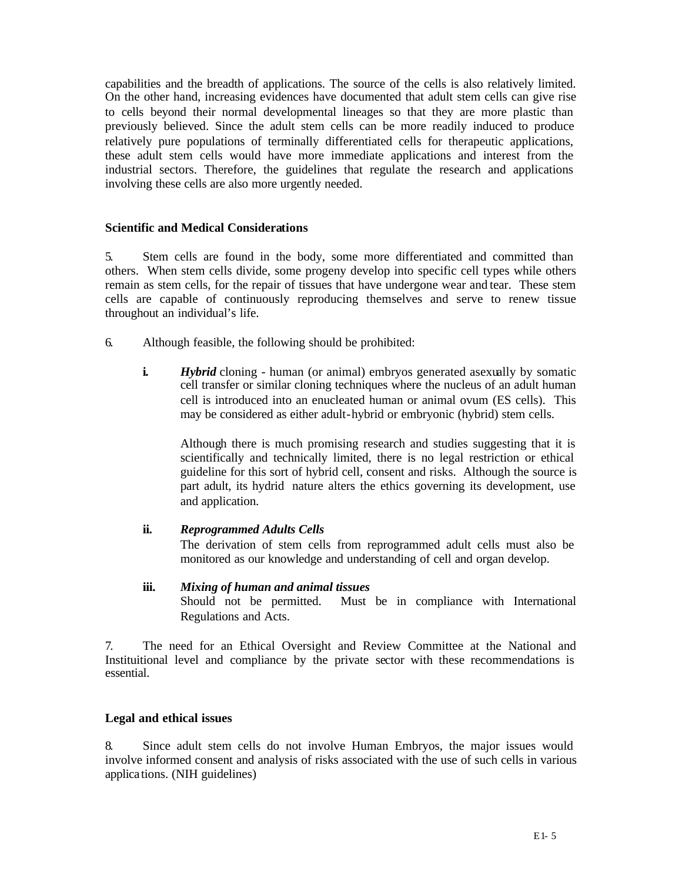capabilities and the breadth of applications. The source of the cells is also relatively limited. On the other hand, increasing evidences have documented that adult stem cells can give rise to cells beyond their normal developmental lineages so that they are more plastic than previously believed. Since the adult stem cells can be more readily induced to produce relatively pure populations of terminally differentiated cells for therapeutic applications, these adult stem cells would have more immediate applications and interest from the industrial sectors. Therefore, the guidelines that regulate the research and applications involving these cells are also more urgently needed.

## Scientific and Medical Considerations

5. Stem cells are found in the body, some more differentiated and committed than others. When stem cells divide, some progeny develop into specific cell types while others remain as stem cells, for the repair of tissues that have undergone wear and tear. These stem cells are capable of continuously reproducing themselves and serve to renew tissue throughout an individual's life.

6. Although feasible, the following should be prohibited:

   **i.** ***Hybrid*** cloning - human (or animal) embryos generated asexually by somatic cell transfer or similar cloning techniques where the nucleus of an adult human cell is introduced into an enucleated human or animal ovum (ES cells). This may be considered as either adult-hybrid or embryonic (hybrid) stem cells.

   Although there is much promising research and studies suggesting that it is scientifically and technically limited, there is no legal restriction or ethical guideline for this sort of hybrid cell, consent and risks. Although the source is part adult, its hydrid nature alters the ethics governing its development, use and application.

   **ii.** ***Reprogrammed Adults Cells***
   The derivation of stem cells from reprogrammed adult cells must also be monitored as our knowledge and understanding of cell and organ develop.

   **iii.** ***Mixing of human and animal tissues***
   Should not be permitted. Must be in compliance with International Regulations and Acts.

7. The need for an Ethical Oversight and Review Committee at the National and Instituitional level and compliance by the private sector with these recommendations is essential.

## Legal and ethical issues

8. Since adult stem cells do not involve Human Embryos, the major issues would involve informed consent and analysis of risks associated with the use of such cells in various applications. (NIH guidelines)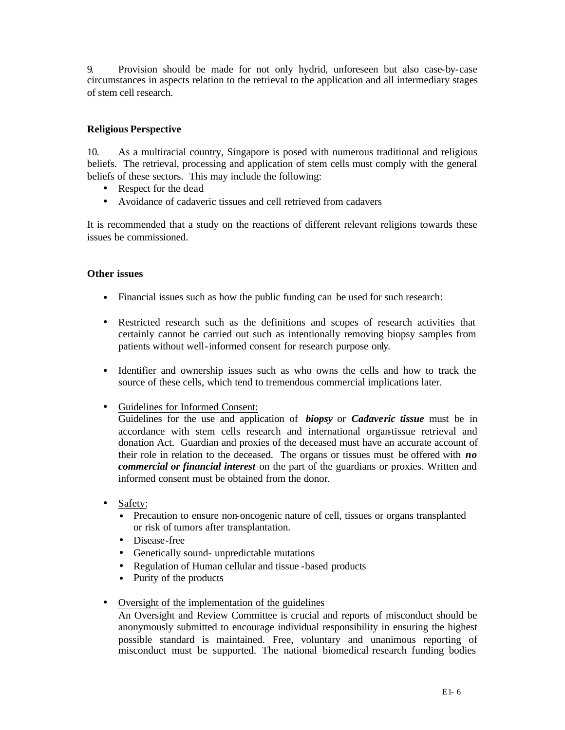9. Provision should be made for not only hydrid, unforeseen but also case-by-case circumstances in aspects relation to the retrieval to the application and all intermediary stages of stem cell research.

**Religious Perspective**

10. As a multiracial country, Singapore is posed with numerous traditional and religious beliefs. The retrieval, processing and application of stem cells must comply with the general beliefs of these sectors. This may include the following:

- Respect for the dead
- Avoidance of cadaveric tissues and cell retrieved from cadavers

It is recommended that a study on the reactions of different relevant religions towards these issues be commissioned.

**Other issues**

- Financial issues such as how the public funding can be used for such research:

- Restricted research such as the definitions and scopes of research activities that certainly cannot be carried out such as intentionally removing biopsy samples from patients without well-informed consent for research purpose only.

- Identifier and ownership issues such as who owns the cells and how to track the source of these cells, which tend to tremendous commercial implications later.

- Guidelines for Informed Consent:
  Guidelines for the use and application of ***biopsy*** or ***Cadaveric tissue*** must be in accordance with stem cells research and international organ-tissue retrieval and donation Act. Guardian and proxies of the deceased must have an accurate account of their role in relation to the deceased. The organs or tissues must be offered with ***no commercial or financial interest*** on the part of the guardians or proxies. Written and informed consent must be obtained from the donor.

- Safety:
  - Precaution to ensure non-oncogenic nature of cell, tissues or organs transplanted or risk of tumors after transplantation.
  - Disease-free
  - Genetically sound- unpredictable mutations
  - Regulation of Human cellular and tissue-based products
  - Purity of the products

- Oversight of the implementation of the guidelines
  An Oversight and Review Committee is crucial and reports of misconduct should be anonymously submitted to encourage individual responsibility in ensuring the highest possible standard is maintained. Free, voluntary and unanimous reporting of misconduct must be supported. The national biomedical research funding bodies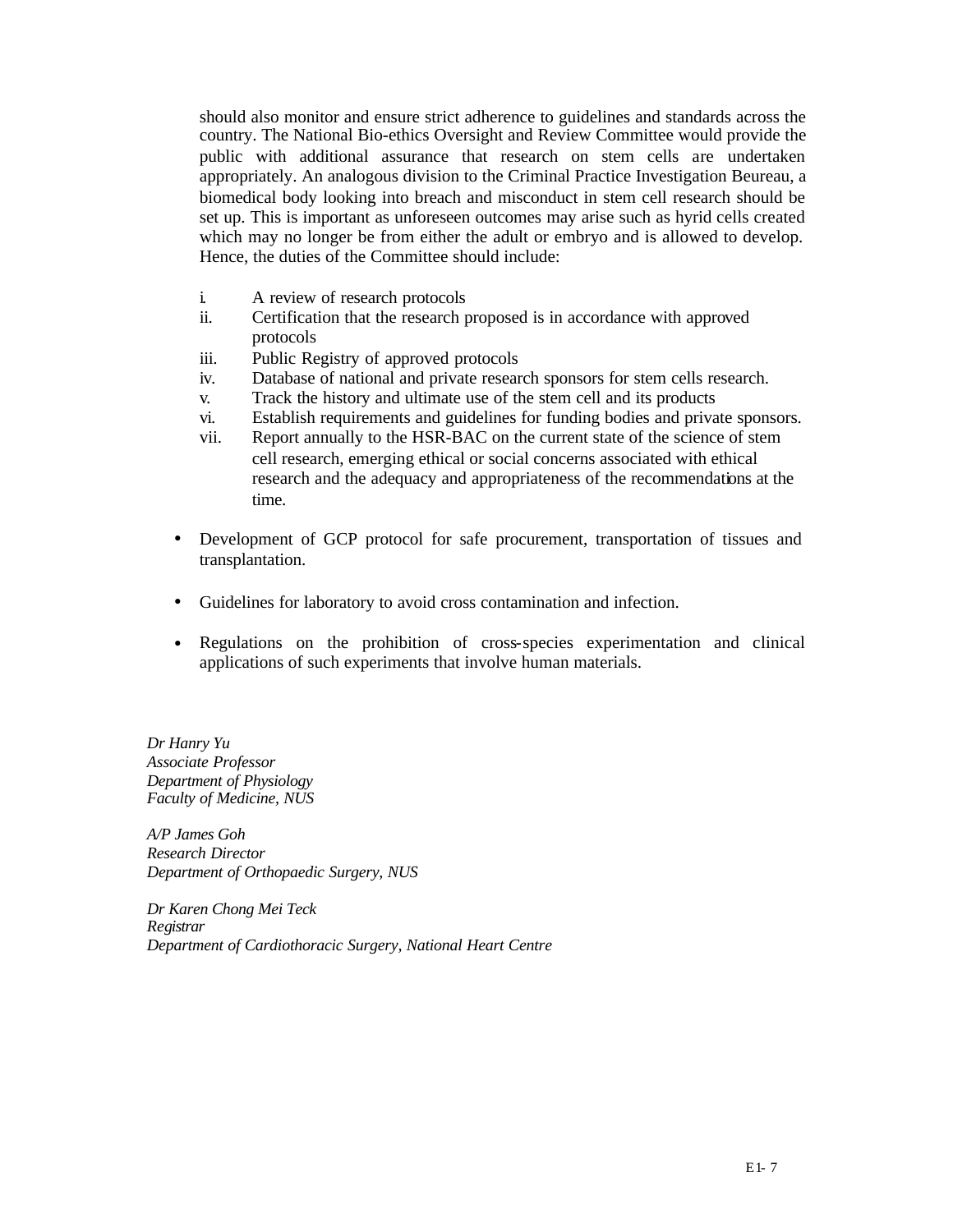should also monitor and ensure strict adherence to guidelines and standards across the country. The National Bio-ethics Oversight and Review Committee would provide the public with additional assurance that research on stem cells are undertaken appropriately. An analogous division to the Criminal Practice Investigation Beureau, a biomedical body looking into breach and misconduct in stem cell research should be set up. This is important as unforeseen outcomes may arise such as hyrid cells created which may no longer be from either the adult or embryo and is allowed to develop. Hence, the duties of the Committee should include:

i. A review of research protocols
ii. Certification that the research proposed is in accordance with approved protocols
iii. Public Registry of approved protocols
iv. Database of national and private research sponsors for stem cells research.
v. Track the history and ultimate use of the stem cell and its products
vi. Establish requirements and guidelines for funding bodies and private sponsors.
vii. Report annually to the HSR-BAC on the current state of the science of stem cell research, emerging ethical or social concerns associated with ethical research and the adequacy and appropriateness of the recommendations at the time.

- Development of GCP protocol for safe procurement, transportation of tissues and transplantation.

- Guidelines for laboratory to avoid cross contamination and infection.

- Regulations on the prohibition of cross-species experimentation and clinical applications of such experiments that involve human materials.

*Dr Hanry Yu*
*Associate Professor*
*Department of Physiology*
*Faculty of Medicine, NUS*

*A/P James Goh*
*Research Director*
*Department of Orthopaedic Surgery, NUS*

*Dr Karen Chong Mei Teck*
*Registrar*
*Department of Cardiothoracic Surgery, National Heart Centre*